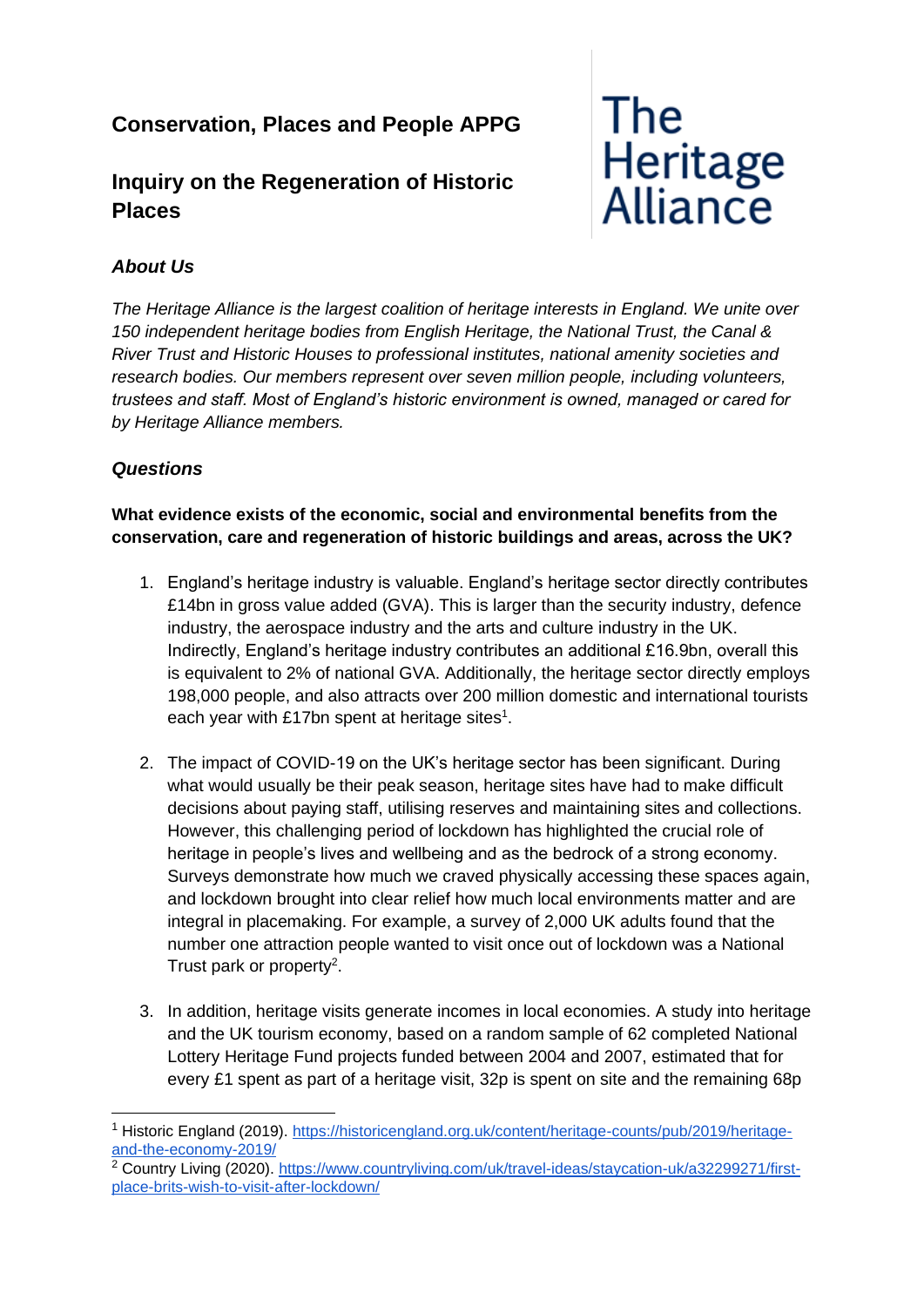# Conservation, Places and People APPG

# Inquiry on the Regeneration of Historic Places

The Heritage Alliance

### *About Us*

*The Heritage Alliance is the largest coalition of heritage interests in England. We unite over 150 independent heritage bodies from English Heritage, the National Trust, the Canal & River Trust and Historic Houses to professional institutes, national amenity societies and research bodies. Our members represent over seven million people, including volunteers, trustees and staff. Most of England's historic environment is owned, managed or cared for by Heritage Alliance members.*

### *Questions*

**What evidence exists of the economic, social and environmental benefits from the conservation, care and regeneration of historic buildings and areas, across the UK?**

1. England's heritage industry is valuable. England's heritage sector directly contributes £14bn in gross value added (GVA). This is larger than the security industry, defence industry, the aerospace industry and the arts and culture industry in the UK. Indirectly, England's heritage industry contributes an additional £16.9bn, overall this is equivalent to 2% of national GVA. Additionally, the heritage sector directly employs 198,000 people, and also attracts over 200 million domestic and international tourists each year with £17bn spent at heritage sites[1].

2. The impact of COVID-19 on the UK's heritage sector has been significant. During what would usually be their peak season, heritage sites have had to make difficult decisions about paying staff, utilising reserves and maintaining sites and collections. However, this challenging period of lockdown has highlighted the crucial role of heritage in people's lives and wellbeing and as the bedrock of a strong economy. Surveys demonstrate how much we craved physically accessing these spaces again, and lockdown brought into clear relief how much local environments matter and are integral in placemaking. For example, a survey of 2,000 UK adults found that the number one attraction people wanted to visit once out of lockdown was a National Trust park or property[2].

3. In addition, heritage visits generate incomes in local economies. A study into heritage and the UK tourism economy, based on a random sample of 62 completed National Lottery Heritage Fund projects funded between 2004 and 2007, estimated that for every £1 spent as part of a heritage visit, 32p is spent on site and the remaining 68p

---

[1] Historic England (2019). https://historicengland.org.uk/content/heritage-counts/pub/2019/heritage-and-the-economy-2019/

[2] Country Living (2020). https://www.countryliving.com/uk/travel-ideas/staycation-uk/a32299271/first-place-brits-wish-to-visit-after-lockdown/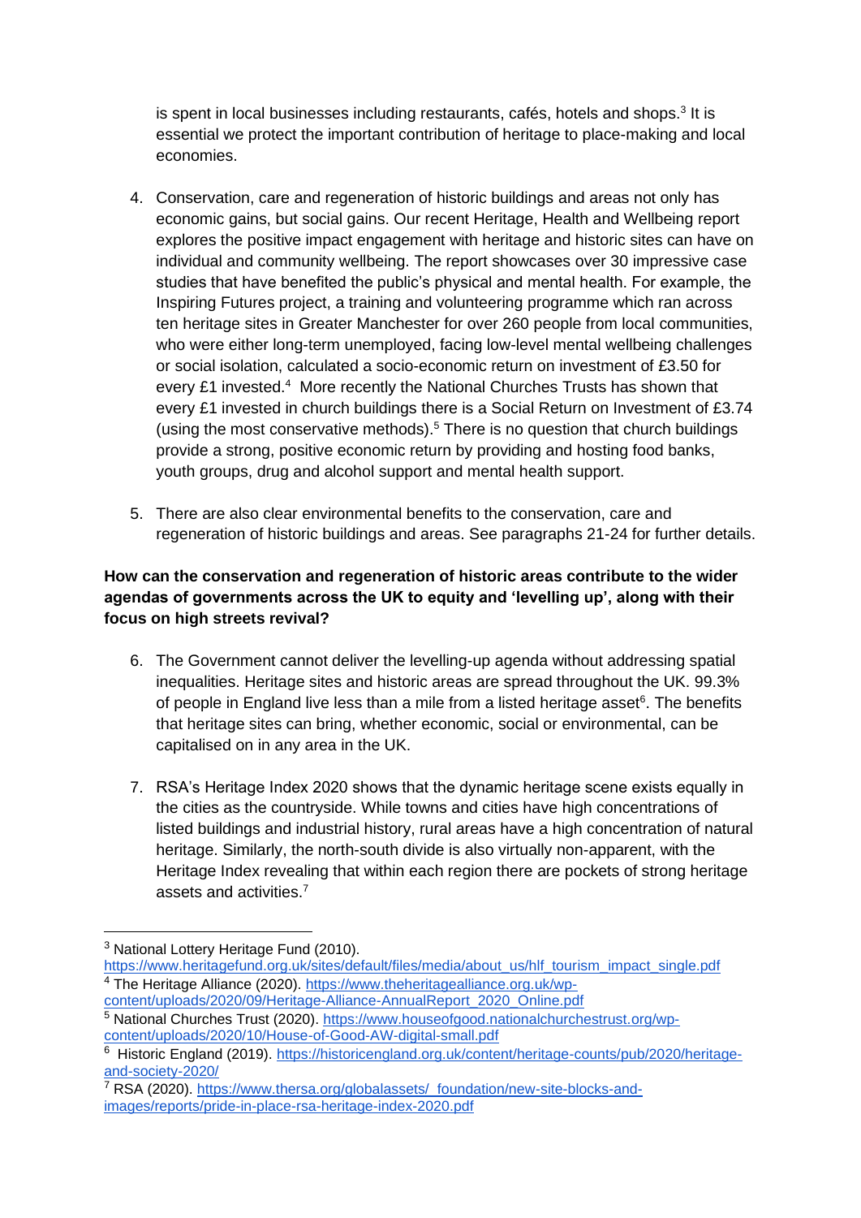is spent in local businesses including restaurants, cafés, hotels and shops.[3] It is essential we protect the important contribution of heritage to place-making and local economies.

4. Conservation, care and regeneration of historic buildings and areas not only has economic gains, but social gains. Our recent Heritage, Health and Wellbeing report explores the positive impact engagement with heritage and historic sites can have on individual and community wellbeing. The report showcases over 30 impressive case studies that have benefited the public's physical and mental health. For example, the Inspiring Futures project, a training and volunteering programme which ran across ten heritage sites in Greater Manchester for over 260 people from local communities, who were either long-term unemployed, facing low-level mental wellbeing challenges or social isolation, calculated a socio-economic return on investment of £3.50 for every £1 invested.[4] More recently the National Churches Trusts has shown that every £1 invested in church buildings there is a Social Return on Investment of £3.74 (using the most conservative methods).[5] There is no question that church buildings provide a strong, positive economic return by providing and hosting food banks, youth groups, drug and alcohol support and mental health support.

5. There are also clear environmental benefits to the conservation, care and regeneration of historic buildings and areas. See paragraphs 21-24 for further details.

**How can the conservation and regeneration of historic areas contribute to the wider agendas of governments across the UK to equity and 'levelling up', along with their focus on high streets revival?**

6. The Government cannot deliver the levelling-up agenda without addressing spatial inequalities. Heritage sites and historic areas are spread throughout the UK. 99.3% of people in England live less than a mile from a listed heritage asset[6]. The benefits that heritage sites can bring, whether economic, social or environmental, can be capitalised on in any area in the UK.

7. RSA's Heritage Index 2020 shows that the dynamic heritage scene exists equally in the cities as the countryside. While towns and cities have high concentrations of listed buildings and industrial history, rural areas have a high concentration of natural heritage. Similarly, the north-south divide is also virtually non-apparent, with the Heritage Index revealing that within each region there are pockets of strong heritage assets and activities.[7]

---

[3] National Lottery Heritage Fund (2010). https://www.heritagefund.org.uk/sites/default/files/media/about_us/hlf_tourism_impact_single.pdf

[4] The Heritage Alliance (2020). https://www.theheritagealliance.org.uk/wp-content/uploads/2020/09/Heritage-Alliance-AnnualReport_2020_Online.pdf

[5] National Churches Trust (2020). https://www.houseofgood.nationalchurchestrust.org/wp-content/uploads/2020/10/House-of-Good-AW-digital-small.pdf

[6] Historic England (2019). https://historicengland.org.uk/content/heritage-counts/pub/2020/heritage-and-society-2020/

[7] RSA (2020). https://www.thersa.org/globalassets/_foundation/new-site-blocks-and-images/reports/pride-in-place-rsa-heritage-index-2020.pdf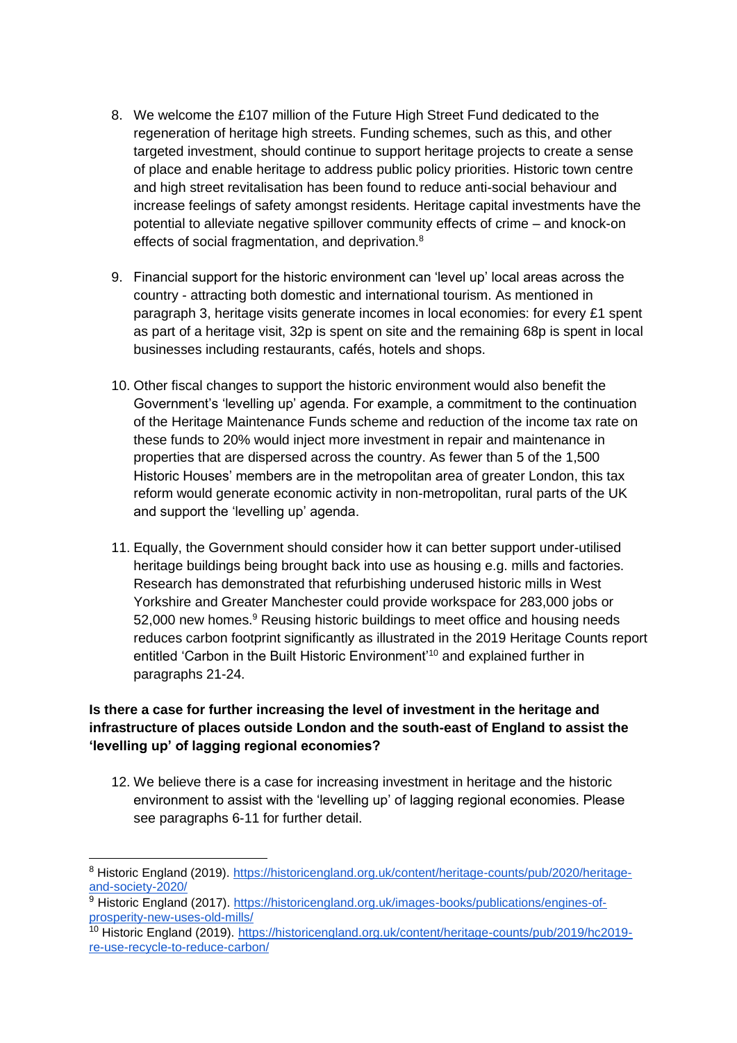8. We welcome the £107 million of the Future High Street Fund dedicated to the regeneration of heritage high streets. Funding schemes, such as this, and other targeted investment, should continue to support heritage projects to create a sense of place and enable heritage to address public policy priorities. Historic town centre and high street revitalisation has been found to reduce anti-social behaviour and increase feelings of safety amongst residents. Heritage capital investments have the potential to alleviate negative spillover community effects of crime – and knock-on effects of social fragmentation, and deprivation.[8]

9. Financial support for the historic environment can 'level up' local areas across the country - attracting both domestic and international tourism. As mentioned in paragraph 3, heritage visits generate incomes in local economies: for every £1 spent as part of a heritage visit, 32p is spent on site and the remaining 68p is spent in local businesses including restaurants, cafés, hotels and shops.

10. Other fiscal changes to support the historic environment would also benefit the Government's 'levelling up' agenda. For example, a commitment to the continuation of the Heritage Maintenance Funds scheme and reduction of the income tax rate on these funds to 20% would inject more investment in repair and maintenance in properties that are dispersed across the country. As fewer than 5 of the 1,500 Historic Houses' members are in the metropolitan area of greater London, this tax reform would generate economic activity in non-metropolitan, rural parts of the UK and support the 'levelling up' agenda.

11. Equally, the Government should consider how it can better support under-utilised heritage buildings being brought back into use as housing e.g. mills and factories. Research has demonstrated that refurbishing underused historic mills in West Yorkshire and Greater Manchester could provide workspace for 283,000 jobs or 52,000 new homes.[9] Reusing historic buildings to meet office and housing needs reduces carbon footprint significantly as illustrated in the 2019 Heritage Counts report entitled 'Carbon in the Built Historic Environment'[10] and explained further in paragraphs 21-24.

**Is there a case for further increasing the level of investment in the heritage and infrastructure of places outside London and the south-east of England to assist the 'levelling up' of lagging regional economies?**

12. We believe there is a case for increasing investment in heritage and the historic environment to assist with the 'levelling up' of lagging regional economies. Please see paragraphs 6-11 for further detail.

---

[8] Historic England (2019). https://historicengland.org.uk/content/heritage-counts/pub/2020/heritage-and-society-2020/

[9] Historic England (2017). https://historicengland.org.uk/images-books/publications/engines-of-prosperity-new-uses-old-mills/

[10] Historic England (2019). https://historicengland.org.uk/content/heritage-counts/pub/2019/hc2019-re-use-recycle-to-reduce-carbon/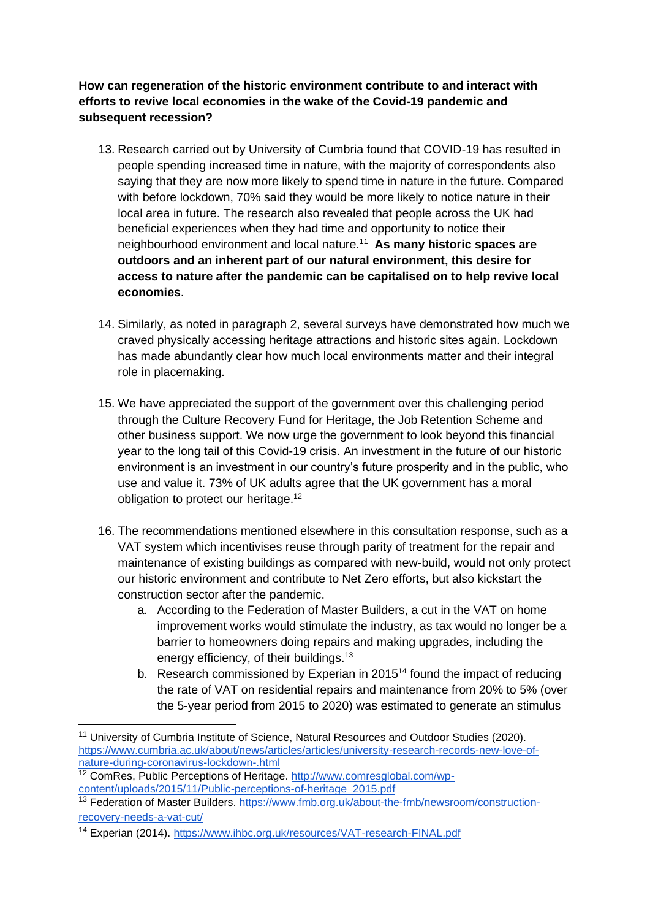**How can regeneration of the historic environment contribute to and interact with efforts to revive local economies in the wake of the Covid-19 pandemic and subsequent recession?**

13. Research carried out by University of Cumbria found that COVID-19 has resulted in people spending increased time in nature, with the majority of correspondents also saying that they are now more likely to spend time in nature in the future. Compared with before lockdown, 70% said they would be more likely to notice nature in their local area in future. The research also revealed that people across the UK had beneficial experiences when they had time and opportunity to notice their neighbourhood environment and local nature.[11] **As many historic spaces are outdoors and an inherent part of our natural environment, this desire for access to nature after the pandemic can be capitalised on to help revive local economies**.

14. Similarly, as noted in paragraph 2, several surveys have demonstrated how much we craved physically accessing heritage attractions and historic sites again. Lockdown has made abundantly clear how much local environments matter and their integral role in placemaking.

15. We have appreciated the support of the government over this challenging period through the Culture Recovery Fund for Heritage, the Job Retention Scheme and other business support. We now urge the government to look beyond this financial year to the long tail of this Covid-19 crisis. An investment in the future of our historic environment is an investment in our country's future prosperity and in the public, who use and value it. 73% of UK adults agree that the UK government has a moral obligation to protect our heritage.[12]

16. The recommendations mentioned elsewhere in this consultation response, such as a VAT system which incentivises reuse through parity of treatment for the repair and maintenance of existing buildings as compared with new-build, would not only protect our historic environment and contribute to Net Zero efforts, but also kickstart the construction sector after the pandemic.
    a. According to the Federation of Master Builders, a cut in the VAT on home improvement works would stimulate the industry, as tax would no longer be a barrier to homeowners doing repairs and making upgrades, including the energy efficiency, of their buildings.[13]
    b. Research commissioned by Experian in 2015[14] found the impact of reducing the rate of VAT on residential repairs and maintenance from 20% to 5% (over the 5-year period from 2015 to 2020) was estimated to generate an stimulus

---

[11] University of Cumbria Institute of Science, Natural Resources and Outdoor Studies (2020). https://www.cumbria.ac.uk/about/news/articles/articles/university-research-records-new-love-of-nature-during-coronavirus-lockdown-.html

[12] ComRes, Public Perceptions of Heritage. http://www.comresglobal.com/wp-content/uploads/2015/11/Public-perceptions-of-heritage_2015.pdf

[13] Federation of Master Builders. https://www.fmb.org.uk/about-the-fmb/newsroom/construction-recovery-needs-a-vat-cut/

[14] Experian (2014). https://www.ihbc.org.uk/resources/VAT-research-FINAL.pdf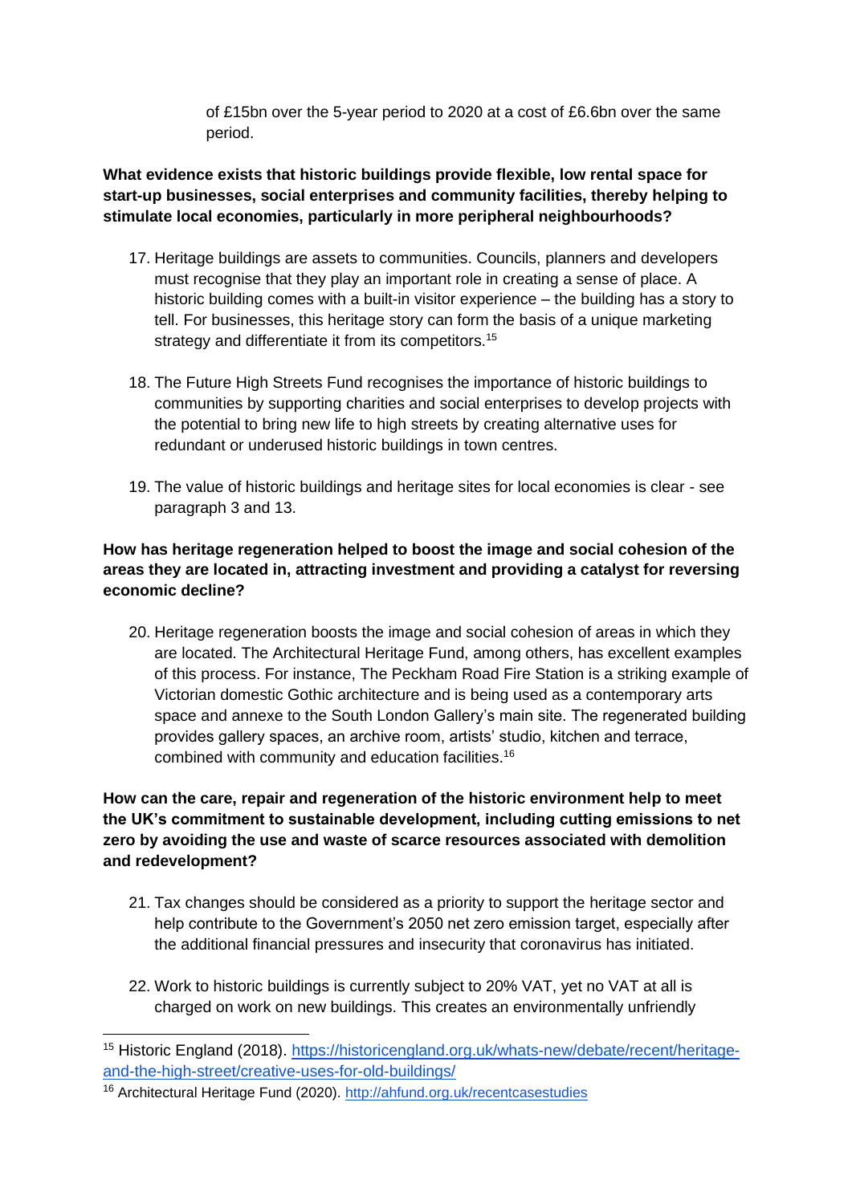of £15bn over the 5-year period to 2020 at a cost of £6.6bn over the same period.

**What evidence exists that historic buildings provide flexible, low rental space for start-up businesses, social enterprises and community facilities, thereby helping to stimulate local economies, particularly in more peripheral neighbourhoods?**

17. Heritage buildings are assets to communities. Councils, planners and developers must recognise that they play an important role in creating a sense of place. A historic building comes with a built-in visitor experience – the building has a story to tell. For businesses, this heritage story can form the basis of a unique marketing strategy and differentiate it from its competitors.[15]

18. The Future High Streets Fund recognises the importance of historic buildings to communities by supporting charities and social enterprises to develop projects with the potential to bring new life to high streets by creating alternative uses for redundant or underused historic buildings in town centres.

19. The value of historic buildings and heritage sites for local economies is clear - see paragraph 3 and 13.

**How has heritage regeneration helped to boost the image and social cohesion of the areas they are located in, attracting investment and providing a catalyst for reversing economic decline?**

20. Heritage regeneration boosts the image and social cohesion of areas in which they are located. The Architectural Heritage Fund, among others, has excellent examples of this process. For instance, The Peckham Road Fire Station is a striking example of Victorian domestic Gothic architecture and is being used as a contemporary arts space and annexe to the South London Gallery's main site. The regenerated building provides gallery spaces, an archive room, artists' studio, kitchen and terrace, combined with community and education facilities.[16]

**How can the care, repair and regeneration of the historic environment help to meet the UK's commitment to sustainable development, including cutting emissions to net zero by avoiding the use and waste of scarce resources associated with demolition and redevelopment?**

21. Tax changes should be considered as a priority to support the heritage sector and help contribute to the Government's 2050 net zero emission target, especially after the additional financial pressures and insecurity that coronavirus has initiated.

22. Work to historic buildings is currently subject to 20% VAT, yet no VAT at all is charged on work on new buildings. This creates an environmentally unfriendly

---

[15] Historic England (2018). https://historicengland.org.uk/whats-new/debate/recent/heritage-and-the-high-street/creative-uses-for-old-buildings/

[16] Architectural Heritage Fund (2020). http://ahfund.org.uk/recentcasestudies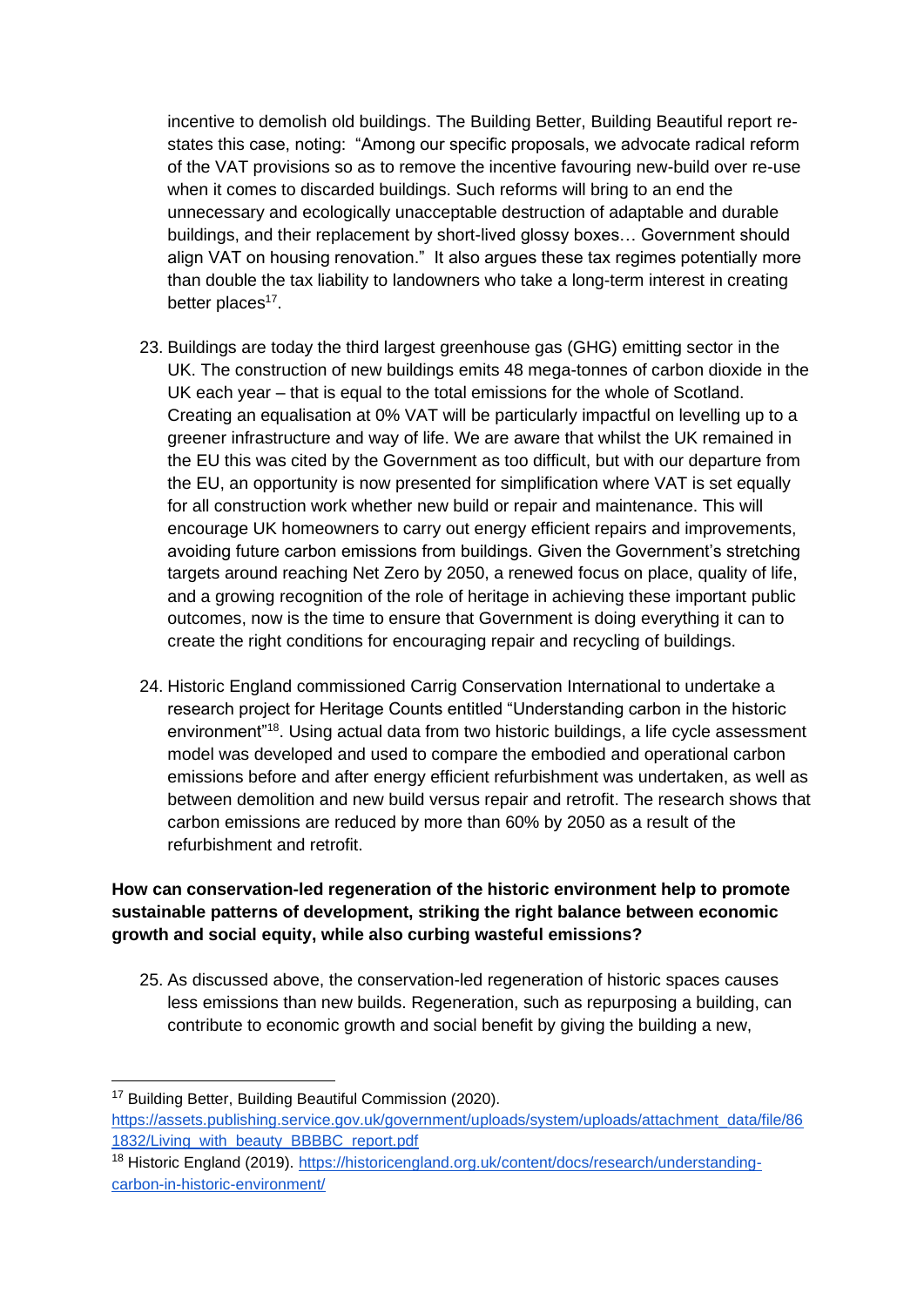incentive to demolish old buildings. The Building Better, Building Beautiful report re-states this case, noting: "Among our specific proposals, we advocate radical reform of the VAT provisions so as to remove the incentive favouring new-build over re-use when it comes to discarded buildings. Such reforms will bring to an end the unnecessary and ecologically unacceptable destruction of adaptable and durable buildings, and their replacement by short-lived glossy boxes… Government should align VAT on housing renovation." It also argues these tax regimes potentially more than double the tax liability to landowners who take a long-term interest in creating better places[17].

23. Buildings are today the third largest greenhouse gas (GHG) emitting sector in the UK. The construction of new buildings emits 48 mega-tonnes of carbon dioxide in the UK each year – that is equal to the total emissions for the whole of Scotland. Creating an equalisation at 0% VAT will be particularly impactful on levelling up to a greener infrastructure and way of life. We are aware that whilst the UK remained in the EU this was cited by the Government as too difficult, but with our departure from the EU, an opportunity is now presented for simplification where VAT is set equally for all construction work whether new build or repair and maintenance. This will encourage UK homeowners to carry out energy efficient repairs and improvements, avoiding future carbon emissions from buildings. Given the Government's stretching targets around reaching Net Zero by 2050, a renewed focus on place, quality of life, and a growing recognition of the role of heritage in achieving these important public outcomes, now is the time to ensure that Government is doing everything it can to create the right conditions for encouraging repair and recycling of buildings.

24. Historic England commissioned Carrig Conservation International to undertake a research project for Heritage Counts entitled "Understanding carbon in the historic environment"[18]. Using actual data from two historic buildings, a life cycle assessment model was developed and used to compare the embodied and operational carbon emissions before and after energy efficient refurbishment was undertaken, as well as between demolition and new build versus repair and retrofit. The research shows that carbon emissions are reduced by more than 60% by 2050 as a result of the refurbishment and retrofit.

**How can conservation-led regeneration of the historic environment help to promote sustainable patterns of development, striking the right balance between economic growth and social equity, while also curbing wasteful emissions?**

25. As discussed above, the conservation-led regeneration of historic spaces causes less emissions than new builds. Regeneration, such as repurposing a building, can contribute to economic growth and social benefit by giving the building a new,

---

[17] Building Better, Building Beautiful Commission (2020). https://assets.publishing.service.gov.uk/government/uploads/system/uploads/attachment_data/file/861832/Living_with_beauty_BBBBC_report.pdf

[18] Historic England (2019). https://historicengland.org.uk/content/docs/research/understanding-carbon-in-historic-environment/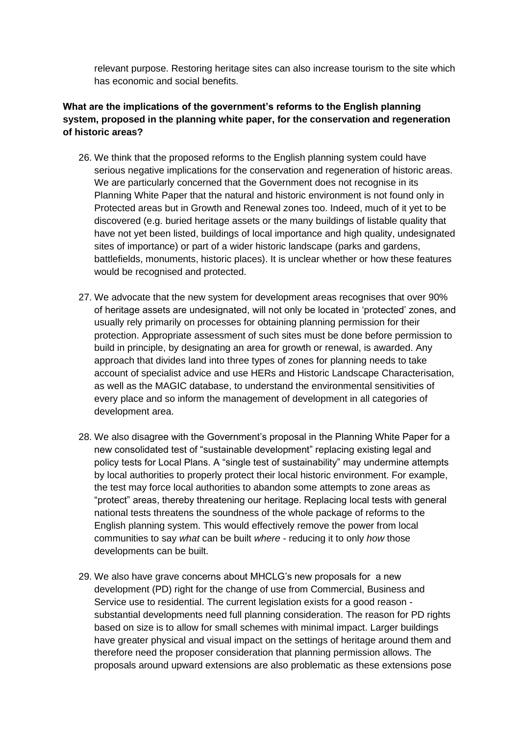relevant purpose. Restoring heritage sites can also increase tourism to the site which has economic and social benefits.

**What are the implications of the government's reforms to the English planning system, proposed in the planning white paper, for the conservation and regeneration of historic areas?**

26. We think that the proposed reforms to the English planning system could have serious negative implications for the conservation and regeneration of historic areas. We are particularly concerned that the Government does not recognise in its Planning White Paper that the natural and historic environment is not found only in Protected areas but in Growth and Renewal zones too. Indeed, much of it yet to be discovered (e.g. buried heritage assets or the many buildings of listable quality that have not yet been listed, buildings of local importance and high quality, undesignated sites of importance) or part of a wider historic landscape (parks and gardens, battlefields, monuments, historic places). It is unclear whether or how these features would be recognised and protected.

27. We advocate that the new system for development areas recognises that over 90% of heritage assets are undesignated, will not only be located in 'protected' zones, and usually rely primarily on processes for obtaining planning permission for their protection. Appropriate assessment of such sites must be done before permission to build in principle, by designating an area for growth or renewal, is awarded. Any approach that divides land into three types of zones for planning needs to take account of specialist advice and use HERs and Historic Landscape Characterisation, as well as the MAGIC database, to understand the environmental sensitivities of every place and so inform the management of development in all categories of development area.

28. We also disagree with the Government's proposal in the Planning White Paper for a new consolidated test of "sustainable development" replacing existing legal and policy tests for Local Plans. A "single test of sustainability" may undermine attempts by local authorities to properly protect their local historic environment. For example, the test may force local authorities to abandon some attempts to zone areas as "protect" areas, thereby threatening our heritage. Replacing local tests with general national tests threatens the soundness of the whole package of reforms to the English planning system. This would effectively remove the power from local communities to say *what* can be built *where* - reducing it to only *how* those developments can be built.

29. We also have grave concerns about MHCLG's new proposals for a new development (PD) right for the change of use from Commercial, Business and Service use to residential. The current legislation exists for a good reason - substantial developments need full planning consideration. The reason for PD rights based on size is to allow for small schemes with minimal impact. Larger buildings have greater physical and visual impact on the settings of heritage around them and therefore need the proposer consideration that planning permission allows. The proposals around upward extensions are also problematic as these extensions pose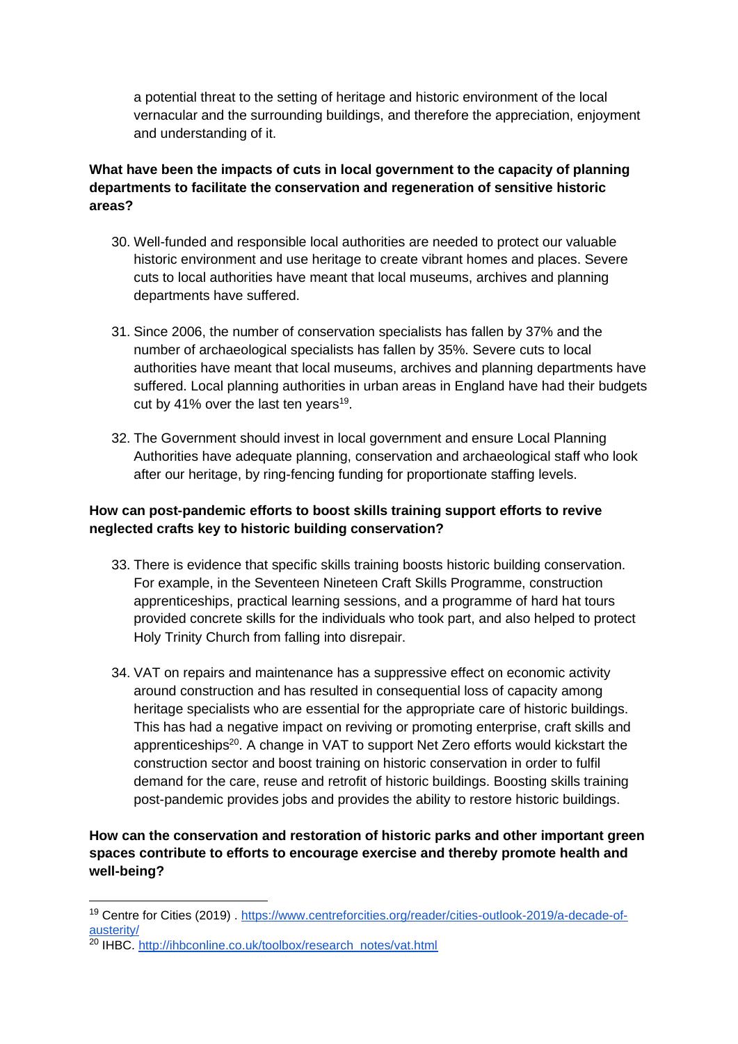a potential threat to the setting of heritage and historic environment of the local vernacular and the surrounding buildings, and therefore the appreciation, enjoyment and understanding of it.

**What have been the impacts of cuts in local government to the capacity of planning departments to facilitate the conservation and regeneration of sensitive historic areas?**

30. Well-funded and responsible local authorities are needed to protect our valuable historic environment and use heritage to create vibrant homes and places. Severe cuts to local authorities have meant that local museums, archives and planning departments have suffered.

31. Since 2006, the number of conservation specialists has fallen by 37% and the number of archaeological specialists has fallen by 35%. Severe cuts to local authorities have meant that local museums, archives and planning departments have suffered. Local planning authorities in urban areas in England have had their budgets cut by 41% over the last ten years[19].

32. The Government should invest in local government and ensure Local Planning Authorities have adequate planning, conservation and archaeological staff who look after our heritage, by ring-fencing funding for proportionate staffing levels.

**How can post-pandemic efforts to boost skills training support efforts to revive neglected crafts key to historic building conservation?**

33. There is evidence that specific skills training boosts historic building conservation. For example, in the Seventeen Nineteen Craft Skills Programme, construction apprenticeships, practical learning sessions, and a programme of hard hat tours provided concrete skills for the individuals who took part, and also helped to protect Holy Trinity Church from falling into disrepair.

34. VAT on repairs and maintenance has a suppressive effect on economic activity around construction and has resulted in consequential loss of capacity among heritage specialists who are essential for the appropriate care of historic buildings. This has had a negative impact on reviving or promoting enterprise, craft skills and apprenticeships[20]. A change in VAT to support Net Zero efforts would kickstart the construction sector and boost training on historic conservation in order to fulfil demand for the care, reuse and retrofit of historic buildings. Boosting skills training post-pandemic provides jobs and provides the ability to restore historic buildings.

**How can the conservation and restoration of historic parks and other important green spaces contribute to efforts to encourage exercise and thereby promote health and well-being?**

---

[19] Centre for Cities (2019) . https://www.centreforcities.org/reader/cities-outlook-2019/a-decade-of-austerity/

[20] IHBC. http://ihbconline.co.uk/toolbox/research_notes/vat.html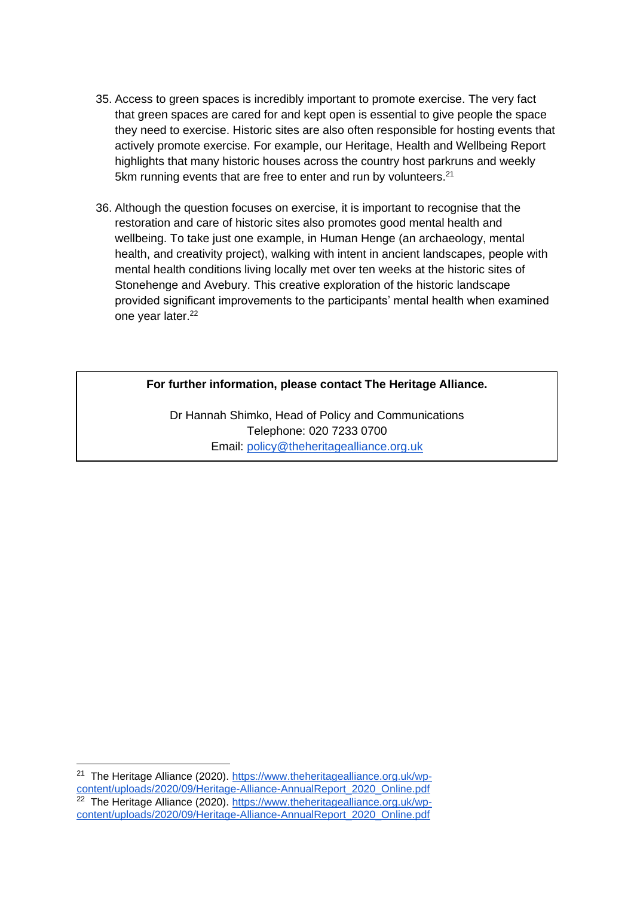35. Access to green spaces is incredibly important to promote exercise. The very fact that green spaces are cared for and kept open is essential to give people the space they need to exercise. Historic sites are also often responsible for hosting events that actively promote exercise. For example, our Heritage, Health and Wellbeing Report highlights that many historic houses across the country host parkruns and weekly 5km running events that are free to enter and run by volunteers.[21]

36. Although the question focuses on exercise, it is important to recognise that the restoration and care of historic sites also promotes good mental health and wellbeing. To take just one example, in Human Henge (an archaeology, mental health, and creativity project), walking with intent in ancient landscapes, people with mental health conditions living locally met over ten weeks at the historic sites of Stonehenge and Avebury. This creative exploration of the historic landscape provided significant improvements to the participants' mental health when examined one year later.[22]

**For further information, please contact The Heritage Alliance.**

Dr Hannah Shimko, Head of Policy and Communications
Telephone: 020 7233 0700
Email: policy@theheritagealliance.org.uk

---

[21] The Heritage Alliance (2020). https://www.theheritagealliance.org.uk/wp-content/uploads/2020/09/Heritage-Alliance-AnnualReport_2020_Online.pdf

[22] The Heritage Alliance (2020). https://www.theheritagealliance.org.uk/wp-content/uploads/2020/09/Heritage-Alliance-AnnualReport_2020_Online.pdf